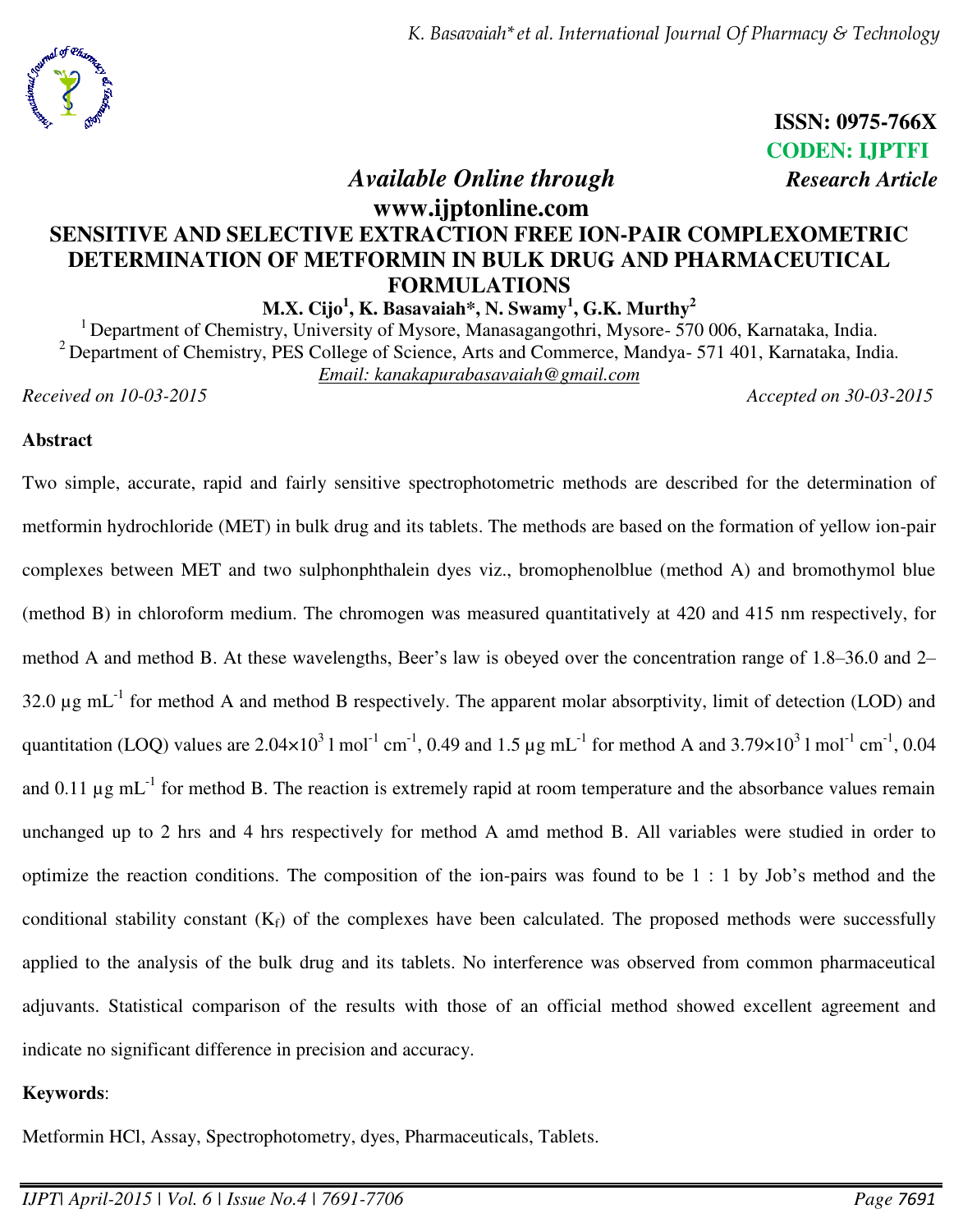ISSN: 0975-766X
CODEN: IJPTFI

*Available Online through* *Research Article*
**www.ijptonline.com**

# SENSITIVE AND SELECTIVE EXTRACTION FREE ION-PAIR COMPLEXOMETRIC DETERMINATION OF METFORMIN IN BULK DRUG AND PHARMACEUTICAL FORMULATIONS

**M.X. Cijo[1], K. Basavaiah\*, N. Swamy[1], G.K. Murthy[2]**

[1] Department of Chemistry, University of Mysore, Manasagangothri, Mysore- 570 006, Karnataka, India.
[2] Department of Chemistry, PES College of Science, Arts and Commerce, Mandya- 571 401, Karnataka, India.
Email: kanakapurabasavaiah@gmail.com

*Received on 10-03-2015* *Accepted on 30-03-2015*

## Abstract

Two simple, accurate, rapid and fairly sensitive spectrophotometric methods are described for the determination of metformin hydrochloride (MET) in bulk drug and its tablets. The methods are based on the formation of yellow ion-pair complexes between MET and two sulphonphthalein dyes viz., bromophenolblue (method A) and bromothymol blue (method B) in chloroform medium. The chromogen was measured quantitatively at 420 and 415 nm respectively, for method A and method B. At these wavelengths, Beer's law is obeyed over the concentration range of 1.8–36.0 and 2–32.0 µg mL$^{-1}$ for method A and method B respectively. The apparent molar absorptivity, limit of detection (LOD) and quantitation (LOQ) values are $2.04\times10^{3}$ l mol$^{-1}$ cm$^{-1}$, 0.49 and 1.5 µg mL$^{-1}$ for method A and $3.79\times10^{3}$ l mol$^{-1}$ cm$^{-1}$, 0.04 and 0.11 µg mL$^{-1}$ for method B. The reaction is extremely rapid at room temperature and the absorbance values remain unchanged up to 2 hrs and 4 hrs respectively for method A amd method B. All variables were studied in order to optimize the reaction conditions. The composition of the ion-pairs was found to be 1 : 1 by Job's method and the conditional stability constant ($K_f$) of the complexes have been calculated. The proposed methods were successfully applied to the analysis of the bulk drug and its tablets. No interference was observed from common pharmaceutical adjuvants. Statistical comparison of the results with those of an official method showed excellent agreement and indicate no significant difference in precision and accuracy.

**Keywords**:

Metformin HCl, Assay, Spectrophotometry, dyes, Pharmaceuticals, Tablets.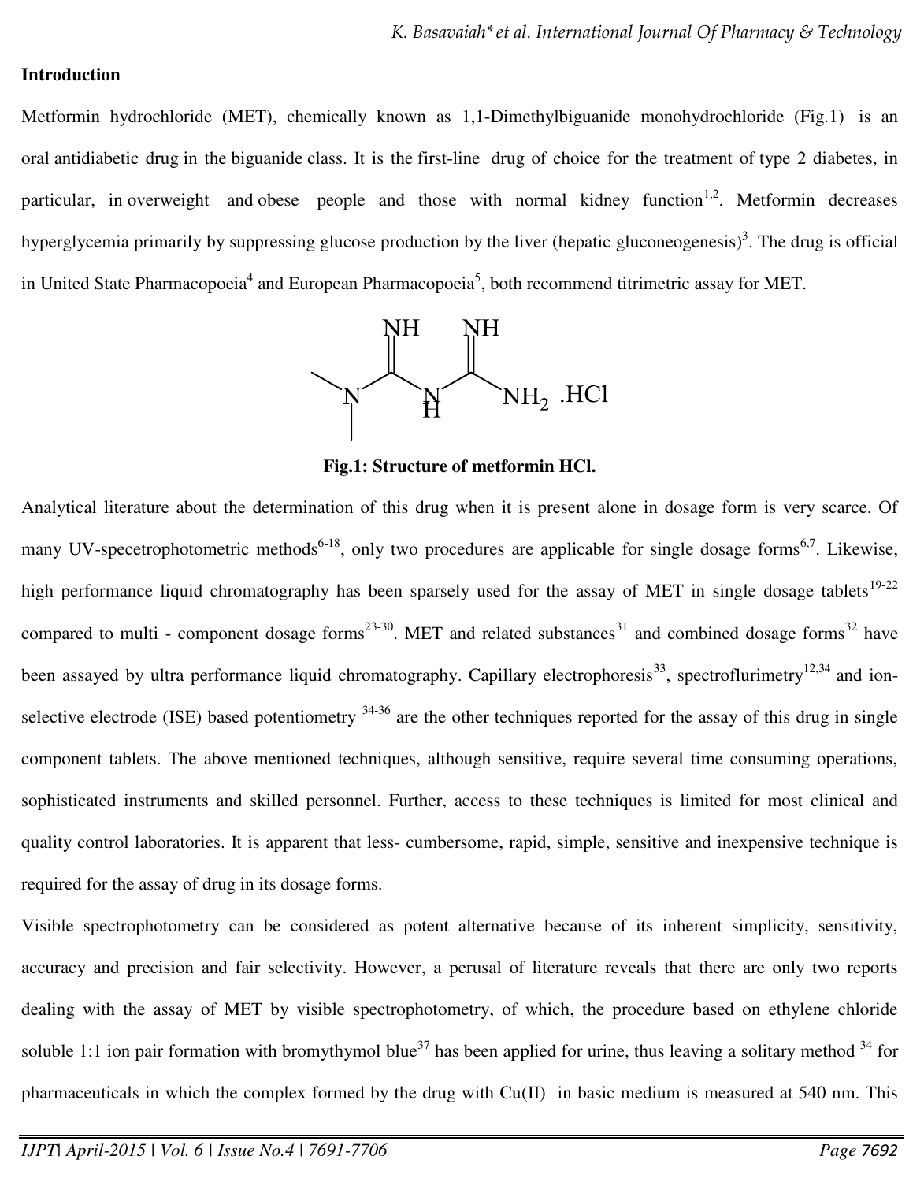**Introduction**

Metformin hydrochloride (MET), chemically known as 1,1-Dimethylbiguanide monohydrochloride (Fig.1) is an oral antidiabetic drug in the biguanide class. It is the first-line drug of choice for the treatment of type 2 diabetes, in particular, in overweight and obese people and those with normal kidney function[1,2]. Metformin decreases hyperglycemia primarily by suppressing glucose production by the liver (hepatic gluconeogenesis)[3]. The drug is official in United State Pharmacopoeia[4] and European Pharmacopoeia[5], both recommend titrimetric assay for MET.

**Fig.1: Structure of metformin HCl.**

Analytical literature about the determination of this drug when it is present alone in dosage form is very scarce. Of many UV-specetrophotometric methods[6-18], only two procedures are applicable for single dosage forms[6,7]. Likewise, high performance liquid chromatography has been sparsely used for the assay of MET in single dosage tablets[19-22] compared to multi - component dosage forms[23-30]. MET and related substances[31] and combined dosage forms[32] have been assayed by ultra performance liquid chromatography. Capillary electrophoresis[33], spectroflurimetry[12,34] and ion-selective electrode (ISE) based potentiometry [34-36] are the other techniques reported for the assay of this drug in single component tablets. The above mentioned techniques, although sensitive, require several time consuming operations, sophisticated instruments and skilled personnel. Further, access to these techniques is limited for most clinical and quality control laboratories. It is apparent that less- cumbersome, rapid, simple, sensitive and inexpensive technique is required for the assay of drug in its dosage forms.

Visible spectrophotometry can be considered as potent alternative because of its inherent simplicity, sensitivity, accuracy and precision and fair selectivity. However, a perusal of literature reveals that there are only two reports dealing with the assay of MET by visible spectrophotometry, of which, the procedure based on ethylene chloride soluble 1:1 ion pair formation with bromythymol blue[37] has been applied for urine, thus leaving a solitary method [34] for pharmaceuticals in which the complex formed by the drug with Cu(II) in basic medium is measured at 540 nm. This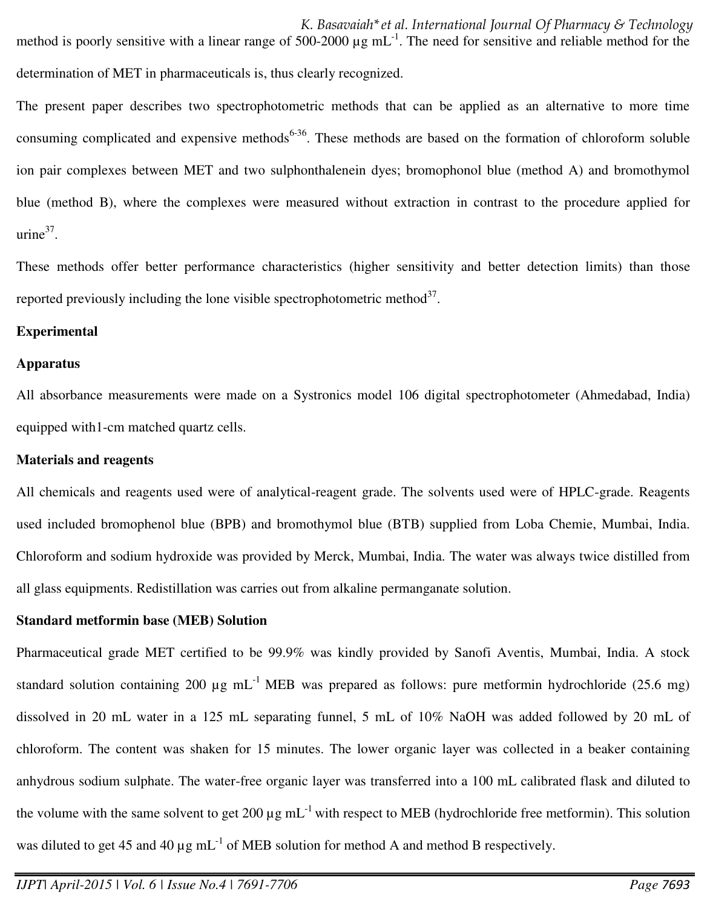method is poorly sensitive with a linear range of 500-2000 µg $mL^{-1}$. The need for sensitive and reliable method for the determination of MET in pharmaceuticals is, thus clearly recognized.

The present paper describes two spectrophotometric methods that can be applied as an alternative to more time consuming complicated and expensive methods[6-36]. These methods are based on the formation of chloroform soluble ion pair complexes between MET and two sulphonthalenein dyes; bromophonol blue (method A) and bromothymol blue (method B), where the complexes were measured without extraction in contrast to the procedure applied for urine[37].

These methods offer better performance characteristics (higher sensitivity and better detection limits) than those reported previously including the lone visible spectrophotometric method[37].

**Experimental**

**Apparatus**

All absorbance measurements were made on a Systronics model 106 digital spectrophotometer (Ahmedabad, India) equipped with1-cm matched quartz cells.

**Materials and reagents**

All chemicals and reagents used were of analytical-reagent grade. The solvents used were of HPLC-grade. Reagents used included bromophenol blue (BPB) and bromothymol blue (BTB) supplied from Loba Chemie, Mumbai, India. Chloroform and sodium hydroxide was provided by Merck, Mumbai, India. The water was always twice distilled from all glass equipments. Redistillation was carries out from alkaline permanganate solution.

**Standard metformin base (MEB) Solution**

Pharmaceutical grade MET certified to be 99.9% was kindly provided by Sanofi Aventis, Mumbai, India. A stock standard solution containing 200 µg $mL^{-1}$ MEB was prepared as follows: pure metformin hydrochloride (25.6 mg) dissolved in 20 mL water in a 125 mL separating funnel, 5 mL of 10% NaOH was added followed by 20 mL of chloroform. The content was shaken for 15 minutes. The lower organic layer was collected in a beaker containing anhydrous sodium sulphate. The water-free organic layer was transferred into a 100 mL calibrated flask and diluted to the volume with the same solvent to get 200 µg $mL^{-1}$ with respect to MEB (hydrochloride free metformin). This solution was diluted to get 45 and 40 µg $mL^{-1}$ of MEB solution for method A and method B respectively.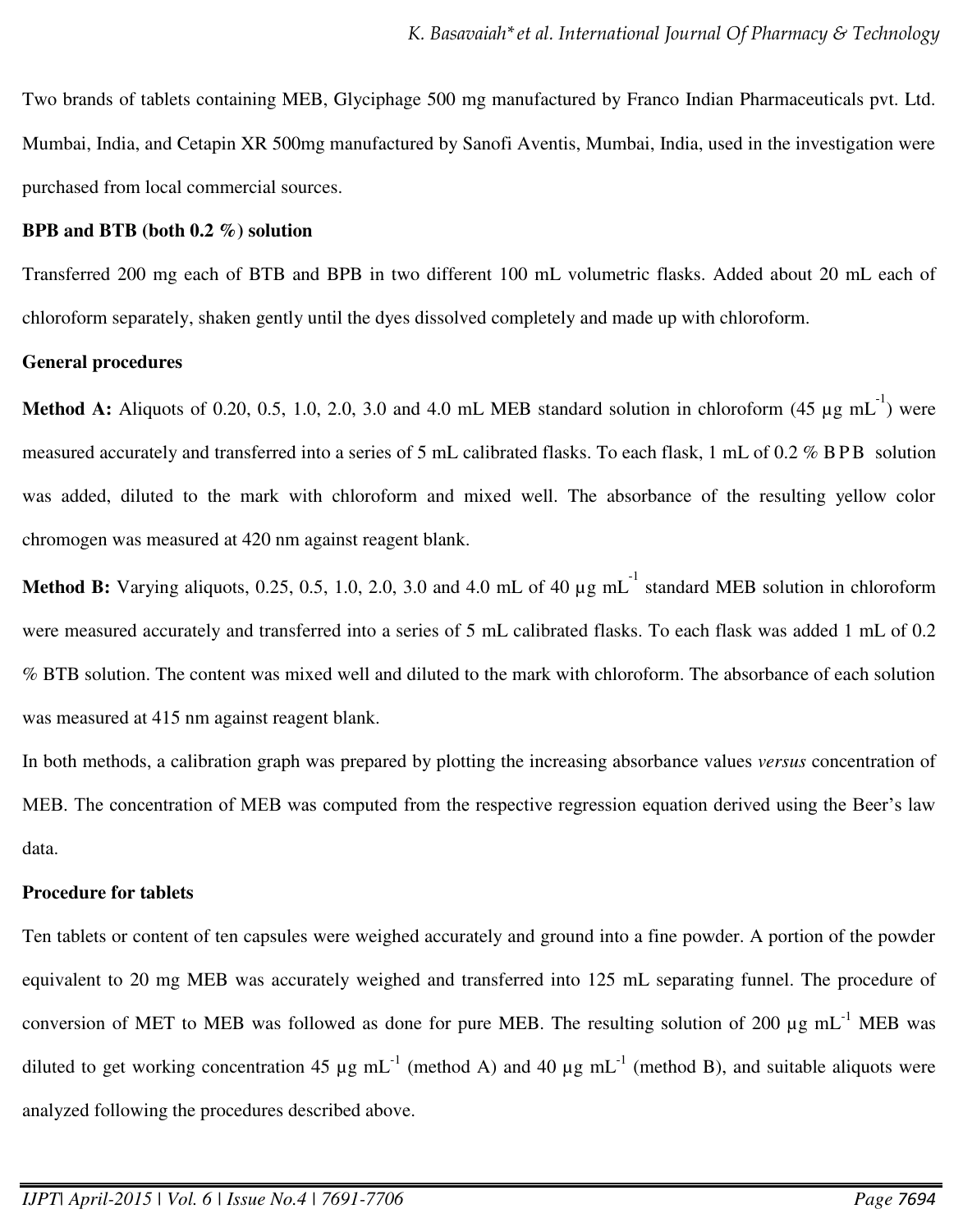Two brands of tablets containing MEB, Glyciphage 500 mg manufactured by Franco Indian Pharmaceuticals pvt. Ltd. Mumbai, India, and Cetapin XR 500mg manufactured by Sanofi Aventis, Mumbai, India, used in the investigation were purchased from local commercial sources.

**BPB and BTB (both 0.2 %) solution**

Transferred 200 mg each of BTB and BPB in two different 100 mL volumetric flasks. Added about 20 mL each of chloroform separately, shaken gently until the dyes dissolved completely and made up with chloroform.

**General procedures**

**Method A:** Aliquots of 0.20, 0.5, 1.0, 2.0, 3.0 and 4.0 mL MEB standard solution in chloroform (45 µg mL$^{-1}$) were measured accurately and transferred into a series of 5 mL calibrated flasks. To each flask, 1 mL of 0.2 % BPB solution was added, diluted to the mark with chloroform and mixed well. The absorbance of the resulting yellow color chromogen was measured at 420 nm against reagent blank.

**Method B:** Varying aliquots, 0.25, 0.5, 1.0, 2.0, 3.0 and 4.0 mL of 40 µg mL$^{-1}$ standard MEB solution in chloroform were measured accurately and transferred into a series of 5 mL calibrated flasks. To each flask was added 1 mL of 0.2 % BTB solution. The content was mixed well and diluted to the mark with chloroform. The absorbance of each solution was measured at 415 nm against reagent blank.

In both methods, a calibration graph was prepared by plotting the increasing absorbance values *versus* concentration of MEB. The concentration of MEB was computed from the respective regression equation derived using the Beer's law data.

**Procedure for tablets**

Ten tablets or content of ten capsules were weighed accurately and ground into a fine powder. A portion of the powder equivalent to 20 mg MEB was accurately weighed and transferred into 125 mL separating funnel. The procedure of conversion of MET to MEB was followed as done for pure MEB. The resulting solution of 200 µg mL$^{-1}$ MEB was diluted to get working concentration 45 µg mL$^{-1}$ (method A) and 40 µg mL$^{-1}$ (method B), and suitable aliquots were analyzed following the procedures described above.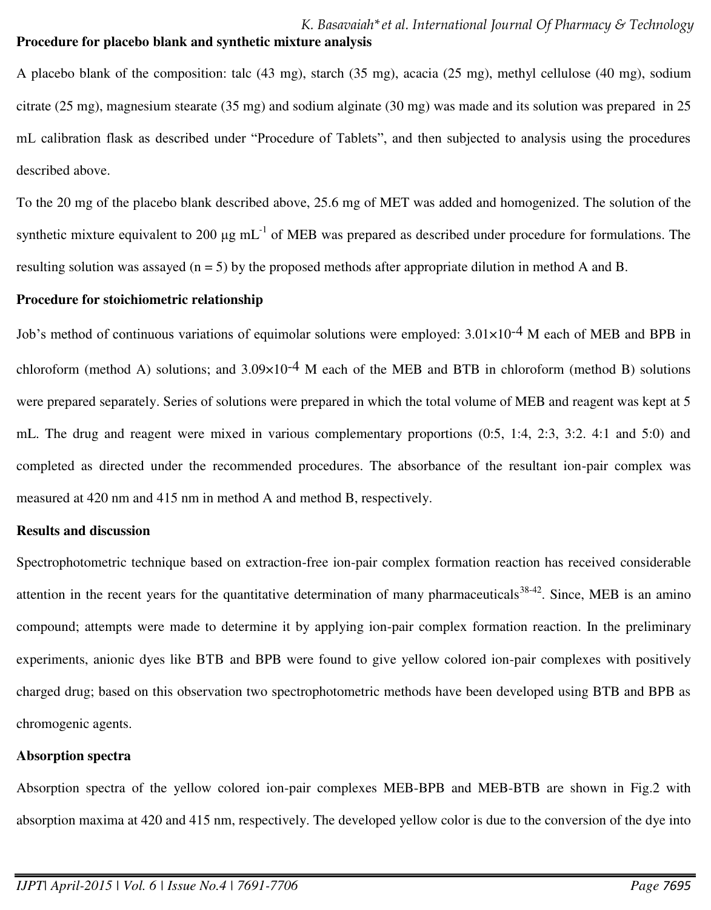**Procedure for placebo blank and synthetic mixture analysis**

A placebo blank of the composition: talc (43 mg), starch (35 mg), acacia (25 mg), methyl cellulose (40 mg), sodium citrate (25 mg), magnesium stearate (35 mg) and sodium alginate (30 mg) was made and its solution was prepared in 25 mL calibration flask as described under "Procedure of Tablets", and then subjected to analysis using the procedures described above.

To the 20 mg of the placebo blank described above, 25.6 mg of MET was added and homogenized. The solution of the synthetic mixture equivalent to 200 µg $mL^{-1}$ of MEB was prepared as described under procedure for formulations. The resulting solution was assayed (n = 5) by the proposed methods after appropriate dilution in method A and B.

**Procedure for stoichiometric relationship**

Job's method of continuous variations of equimolar solutions were employed: $3.01\times10^{-4}$ M each of MEB and BPB in chloroform (method A) solutions; and $3.09\times10^{-4}$ M each of the MEB and BTB in chloroform (method B) solutions were prepared separately. Series of solutions were prepared in which the total volume of MEB and reagent was kept at 5 mL. The drug and reagent were mixed in various complementary proportions (0:5, 1:4, 2:3, 3:2. 4:1 and 5:0) and completed as directed under the recommended procedures. The absorbance of the resultant ion-pair complex was measured at 420 nm and 415 nm in method A and method B, respectively.

**Results and discussion**

Spectrophotometric technique based on extraction-free ion-pair complex formation reaction has received considerable attention in the recent years for the quantitative determination of many pharmaceuticals[38-42]. Since, MEB is an amino compound; attempts were made to determine it by applying ion-pair complex formation reaction. In the preliminary experiments, anionic dyes like BTB and BPB were found to give yellow colored ion-pair complexes with positively charged drug; based on this observation two spectrophotometric methods have been developed using BTB and BPB as chromogenic agents.

**Absorption spectra**

Absorption spectra of the yellow colored ion-pair complexes MEB-BPB and MEB-BTB are shown in Fig.2 with absorption maxima at 420 and 415 nm, respectively. The developed yellow color is due to the conversion of the dye into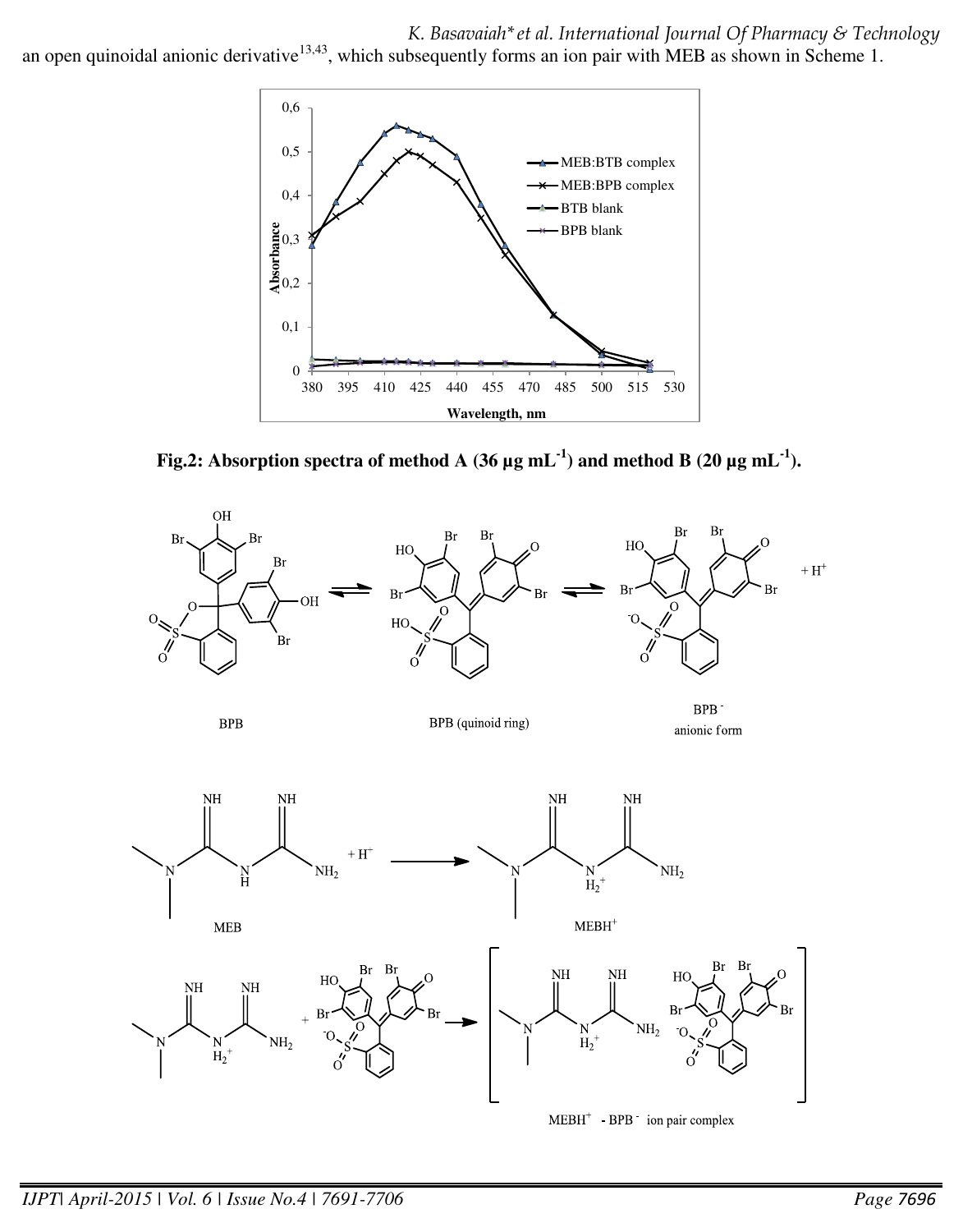an open quinoidal anionic derivative[13,43], which subsequently forms an ion pair with MEB as shown in Scheme 1.

**Fig.2: Absorption spectra of method A (36 µg mL$^{-1}$) and method B (20 µg mL$^{-1}$).**

BPB ⇌ BPB (quinoid ring) ⇌ BPB$^-$ anionic form + $H^+$

MEB + $H^+$ → $MEBH^+$

$MEBH^+$ - $BPB^-$ ion pair complex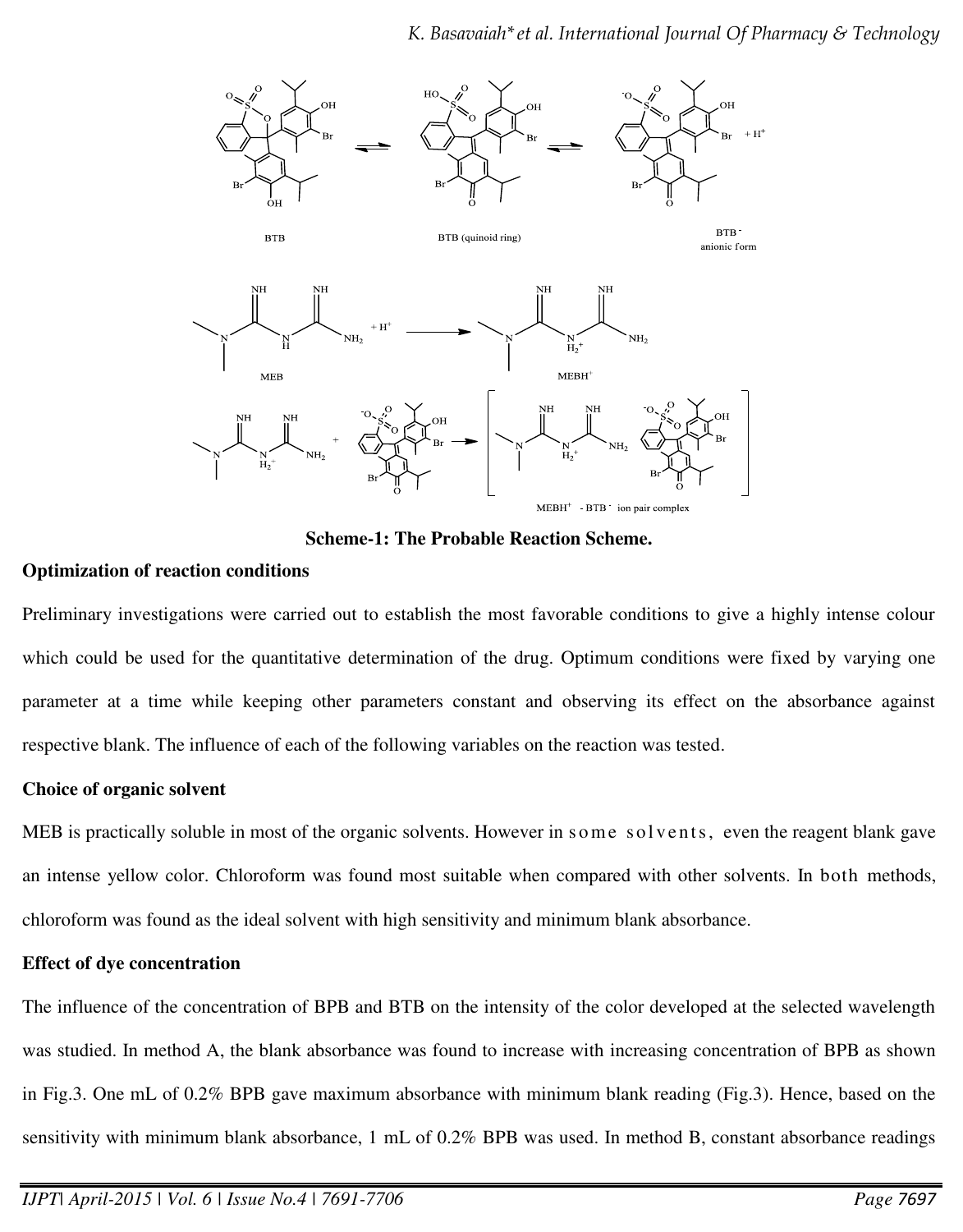**Scheme-1: The Probable Reaction Scheme.**

**Optimization of reaction conditions**

Preliminary investigations were carried out to establish the most favorable conditions to give a highly intense colour which could be used for the quantitative determination of the drug. Optimum conditions were fixed by varying one parameter at a time while keeping other parameters constant and observing its effect on the absorbance against respective blank. The influence of each of the following variables on the reaction was tested.

**Choice of organic solvent**

MEB is practically soluble in most of the organic solvents. However in some solvents, even the reagent blank gave an intense yellow color. Chloroform was found most suitable when compared with other solvents. In both methods, chloroform was found as the ideal solvent with high sensitivity and minimum blank absorbance.

**Effect of dye concentration**

The influence of the concentration of BPB and BTB on the intensity of the color developed at the selected wavelength was studied. In method A, the blank absorbance was found to increase with increasing concentration of BPB as shown in Fig.3. One mL of 0.2% BPB gave maximum absorbance with minimum blank reading (Fig.3). Hence, based on the sensitivity with minimum blank absorbance, 1 mL of 0.2% BPB was used. In method B, constant absorbance readings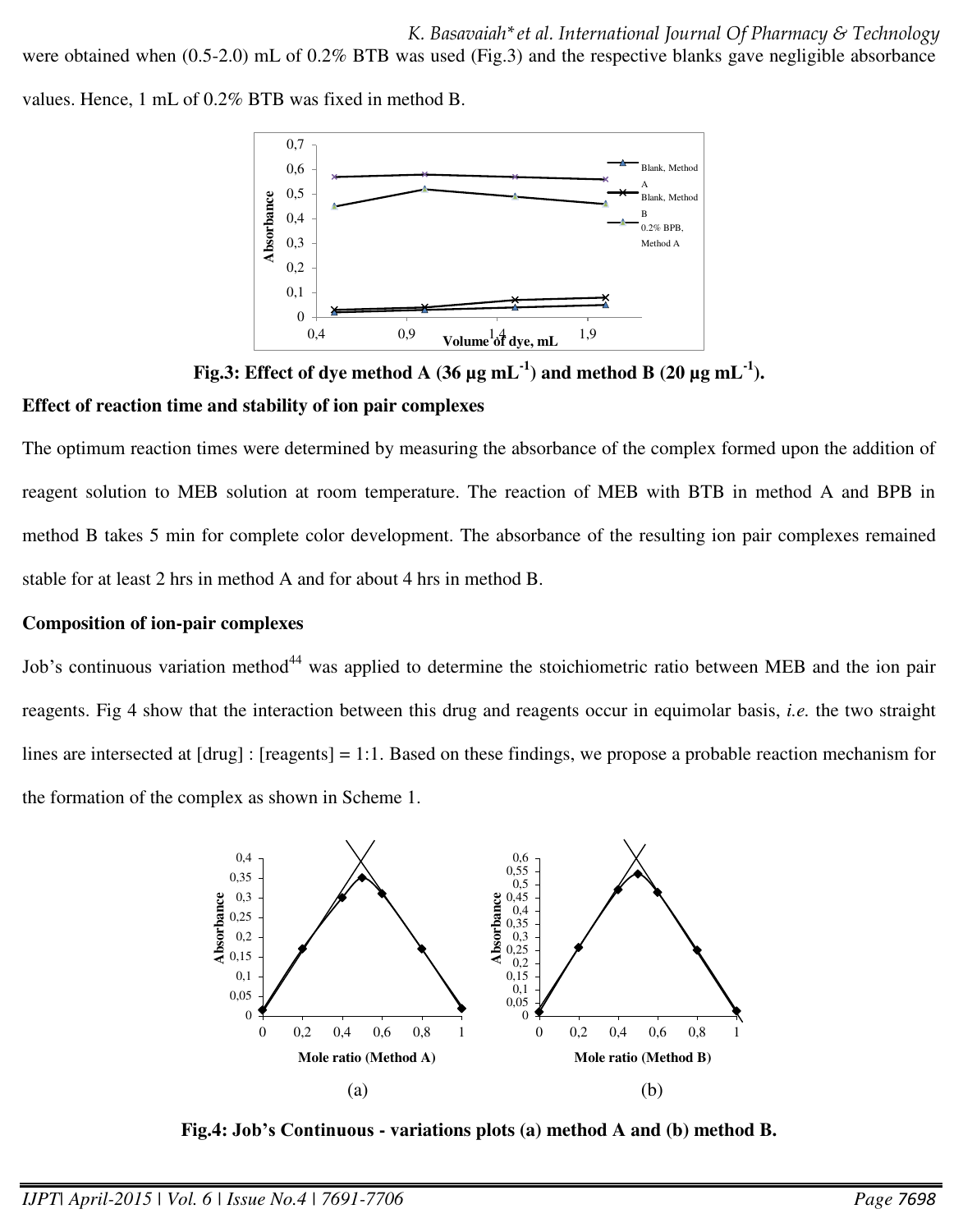were obtained when (0.5-2.0) mL of 0.2% BTB was used (Fig.3) and the respective blanks gave negligible absorbance values. Hence, 1 mL of 0.2% BTB was fixed in method B.

**Fig.3: Effect of dye method A (36 µg mL$^{-1}$) and method B (20 µg mL$^{-1}$).**

**Effect of reaction time and stability of ion pair complexes**

The optimum reaction times were determined by measuring the absorbance of the complex formed upon the addition of reagent solution to MEB solution at room temperature. The reaction of MEB with BTB in method A and BPB in method B takes 5 min for complete color development. The absorbance of the resulting ion pair complexes remained stable for at least 2 hrs in method A and for about 4 hrs in method B.

**Composition of ion-pair complexes**

Job's continuous variation method[44] was applied to determine the stoichiometric ratio between MEB and the ion pair reagents. Fig 4 show that the interaction between this drug and reagents occur in equimolar basis, *i.e.* the two straight lines are intersected at [drug] : [reagents] = 1:1. Based on these findings, we propose a probable reaction mechanism for the formation of the complex as shown in Scheme 1.

(a) (b)

**Fig.4: Job's Continuous - variations plots (a) method A and (b) method B.**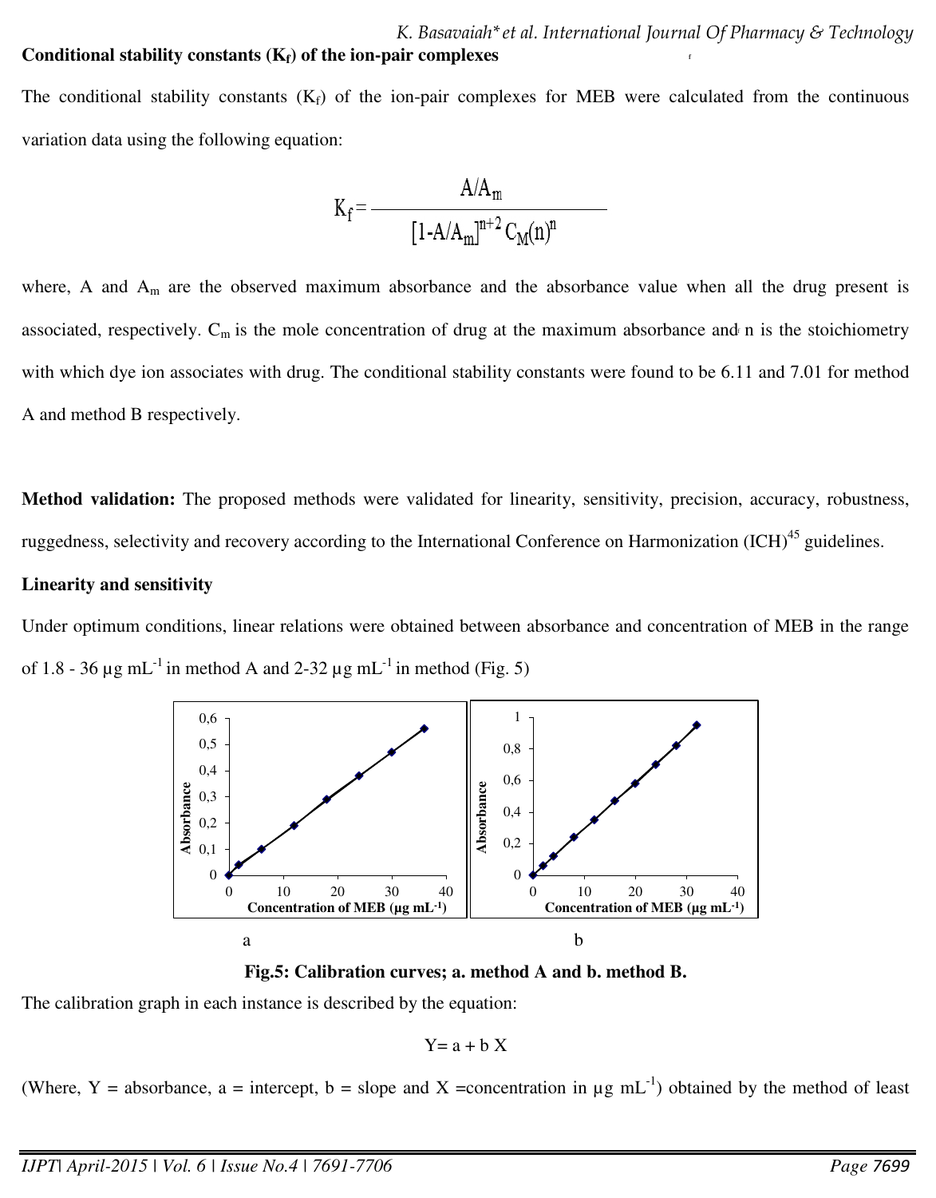**Conditional stability constants ($K_f$) of the ion-pair complexes**

The conditional stability constants ($K_f$) of the ion-pair complexes for MEB were calculated from the continuous variation data using the following equation:

$$K_f = \frac{A/A_m}{[1-A/A_m]^{n+2} C_M(n)^n}$$

where, A and $A_m$ are the observed maximum absorbance and the absorbance value when all the drug present is associated, respectively. $C_m$ is the mole concentration of drug at the maximum absorbance and n is the stoichiometry with which dye ion associates with drug. The conditional stability constants were found to be 6.11 and 7.01 for method A and method B respectively.

**Method validation:** The proposed methods were validated for linearity, sensitivity, precision, accuracy, robustness, ruggedness, selectivity and recovery according to the International Conference on Harmonization (ICH)[45] guidelines.

**Linearity and sensitivity**

Under optimum conditions, linear relations were obtained between absorbance and concentration of MEB in the range of 1.8 - 36 µg mL$^{-1}$ in method A and 2-32 µg mL$^{-1}$ in method (Fig. 5)

**Fig.5: Calibration curves; a. method A and b. method B.**

The calibration graph in each instance is described by the equation:

$$Y = a + b X$$

(Where, Y = absorbance, a = intercept, b = slope and X =concentration in µg mL$^{-1}$) obtained by the method of least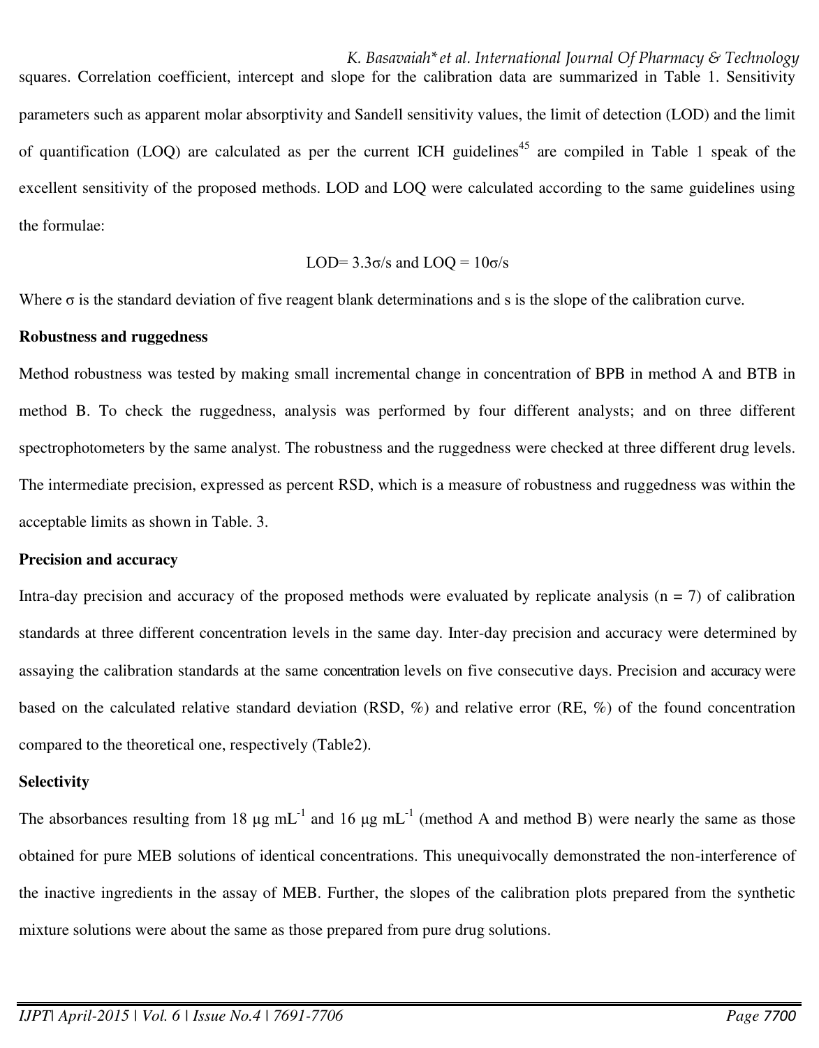squares. Correlation coefficient, intercept and slope for the calibration data are summarized in Table 1. Sensitivity parameters such as apparent molar absorptivity and Sandell sensitivity values, the limit of detection (LOD) and the limit of quantification (LOQ) are calculated as per the current ICH guidelines[45] are compiled in Table 1 speak of the excellent sensitivity of the proposed methods. LOD and LOQ were calculated according to the same guidelines using the formulae:

$$LOD = 3.3\sigma/s \text{ and } LOQ = 10\sigma/s$$

Where σ is the standard deviation of five reagent blank determinations and s is the slope of the calibration curve.

**Robustness and ruggedness**

Method robustness was tested by making small incremental change in concentration of BPB in method A and BTB in method B. To check the ruggedness, analysis was performed by four different analysts; and on three different spectrophotometers by the same analyst. The robustness and the ruggedness were checked at three different drug levels. The intermediate precision, expressed as percent RSD, which is a measure of robustness and ruggedness was within the acceptable limits as shown in Table. 3.

**Precision and accuracy**

Intra-day precision and accuracy of the proposed methods were evaluated by replicate analysis (n = 7) of calibration standards at three different concentration levels in the same day. Inter-day precision and accuracy were determined by assaying the calibration standards at the same concentration levels on five consecutive days. Precision and accuracy were based on the calculated relative standard deviation (RSD, %) and relative error (RE, %) of the found concentration compared to the theoretical one, respectively (Table2).

**Selectivity**

The absorbances resulting from 18 µg mL$^{-1}$ and 16 µg mL$^{-1}$ (method A and method B) were nearly the same as those obtained for pure MEB solutions of identical concentrations. This unequivocally demonstrated the non-interference of the inactive ingredients in the assay of MEB. Further, the slopes of the calibration plots prepared from the synthetic mixture solutions were about the same as those prepared from pure drug solutions.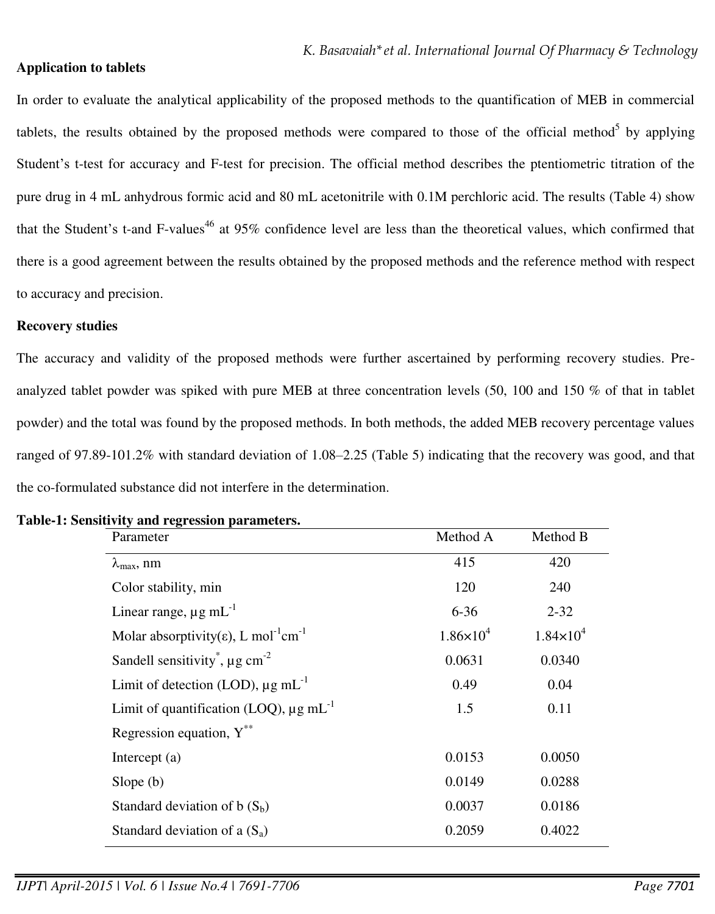**Application to tablets**

In order to evaluate the analytical applicability of the proposed methods to the quantification of MEB in commercial tablets, the results obtained by the proposed methods were compared to those of the official method[5] by applying Student's t-test for accuracy and F-test for precision. The official method describes the ptentiometric titration of the pure drug in 4 mL anhydrous formic acid and 80 mL acetonitrile with 0.1M perchloric acid. The results (Table 4) show that the Student's t-and F-values[46] at 95% confidence level are less than the theoretical values, which confirmed that there is a good agreement between the results obtained by the proposed methods and the reference method with respect to accuracy and precision.

**Recovery studies**

The accuracy and validity of the proposed methods were further ascertained by performing recovery studies. Pre-analyzed tablet powder was spiked with pure MEB at three concentration levels (50, 100 and 150 % of that in tablet powder) and the total was found by the proposed methods. In both methods, the added MEB recovery percentage values ranged of 97.89-101.2% with standard deviation of 1.08–2.25 (Table 5) indicating that the recovery was good, and that the co-formulated substance did not interfere in the determination.

**Table-1: Sensitivity and regression parameters.**

| Parameter | Method A | Method B |
|---|---|---|
| $\lambda_{max}$, nm | 415 | 420 |
| Color stability, min | 120 | 240 |
| Linear range, µg mL$^{-1}$ | 6-36 | 2-32 |
| Molar absorptivity(ε), L mol$^{-1}$cm$^{-1}$ | $1.86\times10^4$ | $1.84\times10^4$ |
| Sandell sensitivity*, µg cm$^{-2}$ | 0.0631 | 0.0340 |
| Limit of detection (LOD), µg mL$^{-1}$ | 0.49 | 0.04 |
| Limit of quantification (LOQ), µg mL$^{-1}$ | 1.5 | 0.11 |
| Regression equation, Y** | | |
| Intercept (a) | 0.0153 | 0.0050 |
| Slope (b) | 0.0149 | 0.0288 |
| Standard deviation of b ($S_b$) | 0.0037 | 0.0186 |
| Standard deviation of a ($S_a$) | 0.2059 | 0.4022 |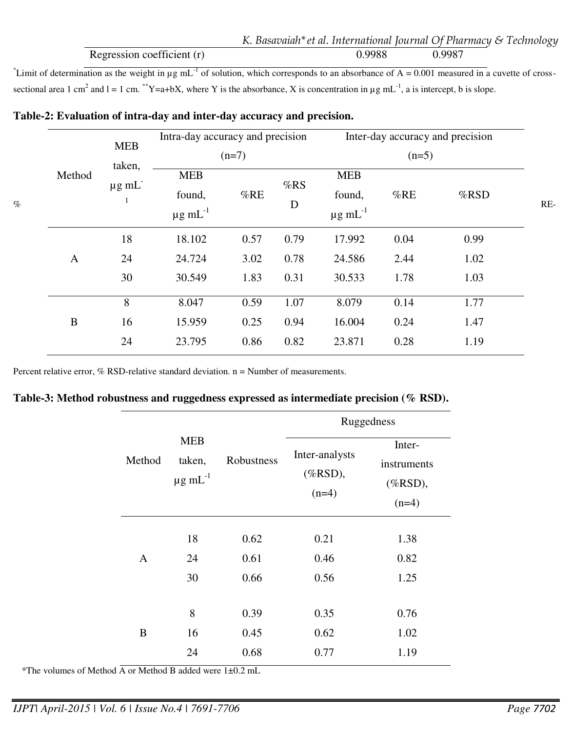| | | |
|---|---|---|
| Regression coefficient (r) | 0.9988 | 0.9987 |

*Limit of determination as the weight in μg mL$^{-1}$ of solution, which corresponds to an absorbance of A = 0.001 measured in a cuvette of cross-sectional area 1 cm$^2$ and l = 1 cm. **Y=a+bX, where Y is the absorbance, X is concentration in μg mL$^{-1}$, a is intercept, b is slope.

**Table-2: Evaluation of intra-day and inter-day accuracy and precision.**

| Method | MEB taken, μg mL$^{-1}$ | Intra-day accuracy and precision (n=7) | | | Inter-day accuracy and precision (n=5) | | |
|---|---|---|---|---|---|---|---|
| | | MEB found, μg mL$^{-1}$ | %RE | %RSD | MEB found, μg mL$^{-1}$ | %RE | %RSD |
| A | 18 | 18.102 | 0.57 | 0.79 | 17.992 | 0.04 | 0.99 |
| | 24 | 24.724 | 3.02 | 0.78 | 24.586 | 2.44 | 1.02 |
| | 30 | 30.549 | 1.83 | 0.31 | 30.533 | 1.78 | 1.03 |
| B | 8 | 8.047 | 0.59 | 1.07 | 8.079 | 0.14 | 1.77 |
| | 16 | 15.959 | 0.25 | 0.94 | 16.004 | 0.24 | 1.47 |
| | 24 | 23.795 | 0.86 | 0.82 | 23.871 | 0.28 | 1.19 |

%RE-Percent relative error, % RSD-relative standard deviation. n = Number of measurements.

**Table-3: Method robustness and ruggedness expressed as intermediate precision (% RSD).**

| Method | MEB taken, μg mL$^{-1}$ | Robustness | Ruggedness | |
|---|---|---|---|---|
| | | | Inter-analysts (%RSD), (n=4) | Inter-instruments (%RSD), (n=4) |
| A | 18 | 0.62 | 0.21 | 1.38 |
| | 24 | 0.61 | 0.46 | 0.82 |
| | 30 | 0.66 | 0.56 | 1.25 |
| B | 8 | 0.39 | 0.35 | 0.76 |
| | 16 | 0.45 | 0.62 | 1.02 |
| | 24 | 0.68 | 0.77 | 1.19 |

*The volumes of Method A or Method B added were 1±0.2 mL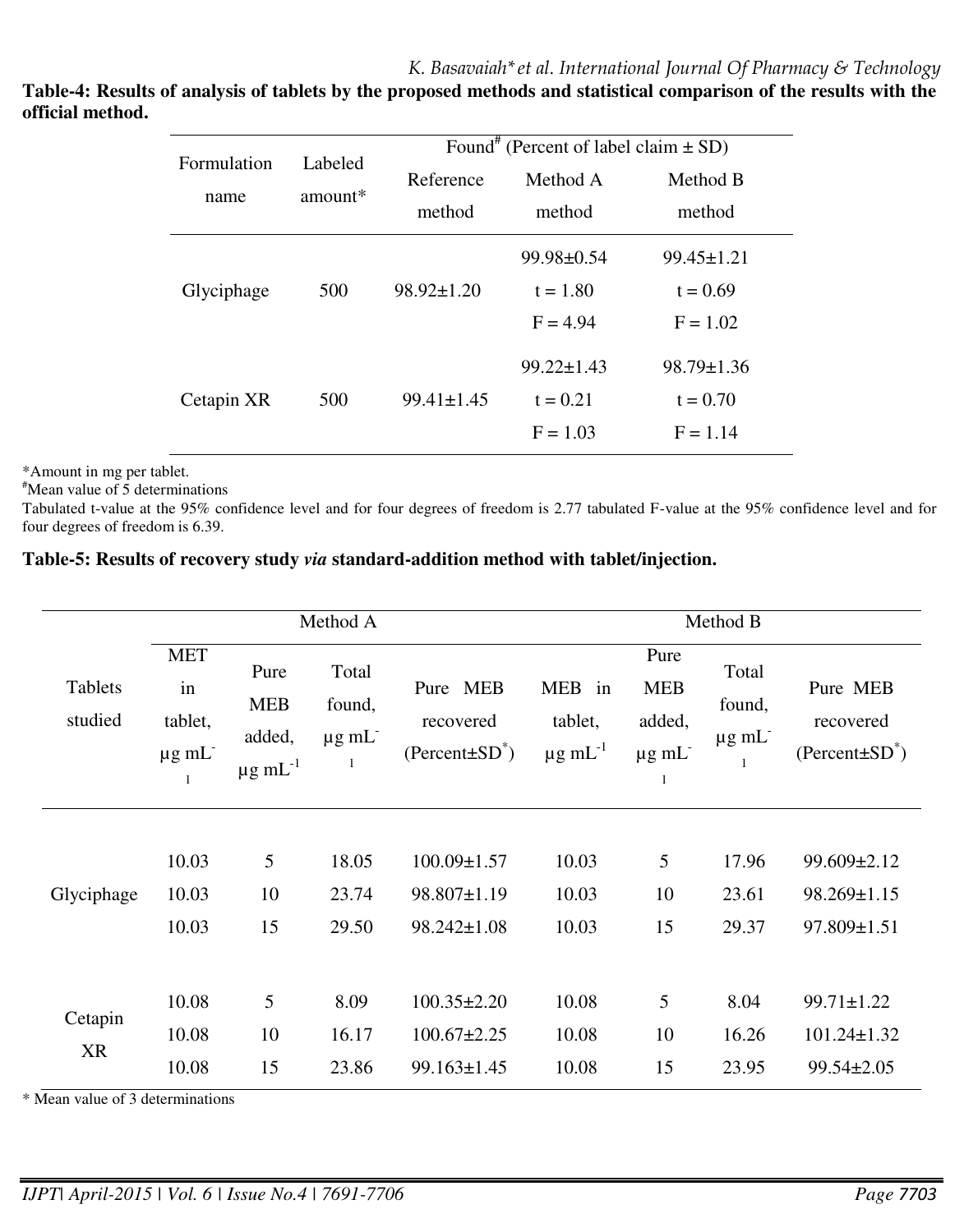**Table-4: Results of analysis of tablets by the proposed methods and statistical comparison of the results with the official method.**

| Formulation name | Labeled amount* | Found[#] (Percent of label claim ± SD) | | |
|---|---|---|---|---|
| | | Reference method | Method A method | Method B method |
| Glyciphage | 500 | 98.92±1.20 | 99.98±0.54<br>t = 1.80<br>F = 4.94 | 99.45±1.21<br>t = 0.69<br>F = 1.02 |
| Cetapin XR | 500 | 99.41±1.45 | 99.22±1.43<br>t = 0.21<br>F = 1.03 | 98.79±1.36<br>t = 0.70<br>F = 1.14 |

*Amount in mg per tablet.
[#]Mean value of 5 determinations
Tabulated t-value at the 95% confidence level and for four degrees of freedom is 2.77 tabulated F-value at the 95% confidence level and for four degrees of freedom is 6.39.

**Table-5: Results of recovery study *via* standard-addition method with tablet/injection.**

| Tablets studied | Method A | | | | Method B | | | |
|---|---|---|---|---|---|---|---|---|
| | MET in tablet, μg $mL^{-1}$ | Pure MEB added, μg $mL^{-1}$ | Total found, μg $mL^{-1}$ | Pure MEB recovered (Percent±SD*) | MEB in tablet, μg $mL^{-1}$ | Pure MEB added, μg $mL^{-1}$ | Total found, μg $mL^{-1}$ | Pure MEB recovered (Percent±SD*) |
| Glyciphage | 10.03 | 5 | 18.05 | 100.09±1.57 | 10.03 | 5 | 17.96 | 99.609±2.12 |
| | 10.03 | 10 | 23.74 | 98.807±1.19 | 10.03 | 10 | 23.61 | 98.269±1.15 |
| | 10.03 | 15 | 29.50 | 98.242±1.08 | 10.03 | 15 | 29.37 | 97.809±1.51 |
| Cetapin XR | 10.08 | 5 | 8.09 | 100.35±2.20 | 10.08 | 5 | 8.04 | 99.71±1.22 |
| | 10.08 | 10 | 16.17 | 100.67±2.25 | 10.08 | 10 | 16.26 | 101.24±1.32 |
| | 10.08 | 15 | 23.86 | 99.163±1.45 | 10.08 | 15 | 23.95 | 99.54±2.05 |

\* Mean value of 3 determinations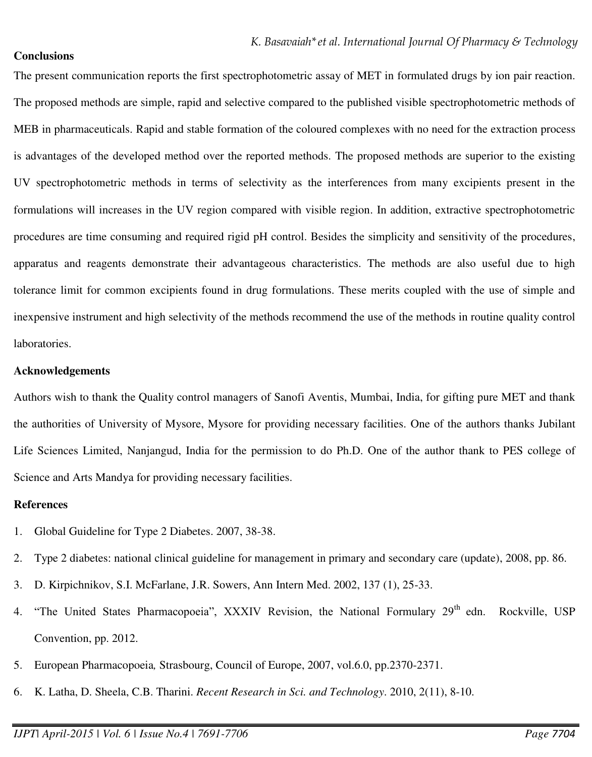**Conclusions**

The present communication reports the first spectrophotometric assay of MET in formulated drugs by ion pair reaction. The proposed methods are simple, rapid and selective compared to the published visible spectrophotometric methods of MEB in pharmaceuticals. Rapid and stable formation of the coloured complexes with no need for the extraction process is advantages of the developed method over the reported methods. The proposed methods are superior to the existing UV spectrophotometric methods in terms of selectivity as the interferences from many excipients present in the formulations will increases in the UV region compared with visible region. In addition, extractive spectrophotometric procedures are time consuming and required rigid pH control. Besides the simplicity and sensitivity of the procedures, apparatus and reagents demonstrate their advantageous characteristics. The methods are also useful due to high tolerance limit for common excipients found in drug formulations. These merits coupled with the use of simple and inexpensive instrument and high selectivity of the methods recommend the use of the methods in routine quality control laboratories.

**Acknowledgements**

Authors wish to thank the Quality control managers of Sanofi Aventis, Mumbai, India, for gifting pure MET and thank the authorities of University of Mysore, Mysore for providing necessary facilities. One of the authors thanks Jubilant Life Sciences Limited, Nanjangud, India for the permission to do Ph.D. One of the author thank to PES college of Science and Arts Mandya for providing necessary facilities.

**References**

1. Global Guideline for Type 2 Diabetes. 2007, 38-38.
2. Type 2 diabetes: national clinical guideline for management in primary and secondary care (update), 2008, pp. 86.
3. D. Kirpichnikov, S.I. McFarlane, J.R. Sowers, Ann Intern Med. 2002, 137 (1), 25-33.
4. "The United States Pharmacopoeia", XXXIV Revision, the National Formulary 29th edn. Rockville, USP Convention, pp. 2012.
5. European Pharmacopoeia*,* Strasbourg, Council of Europe, 2007, vol.6.0, pp.2370-2371.
6. K. Latha, D. Sheela, C.B. Tharini. *Recent Research in Sci. and Technology*. 2010, 2(11), 8-10.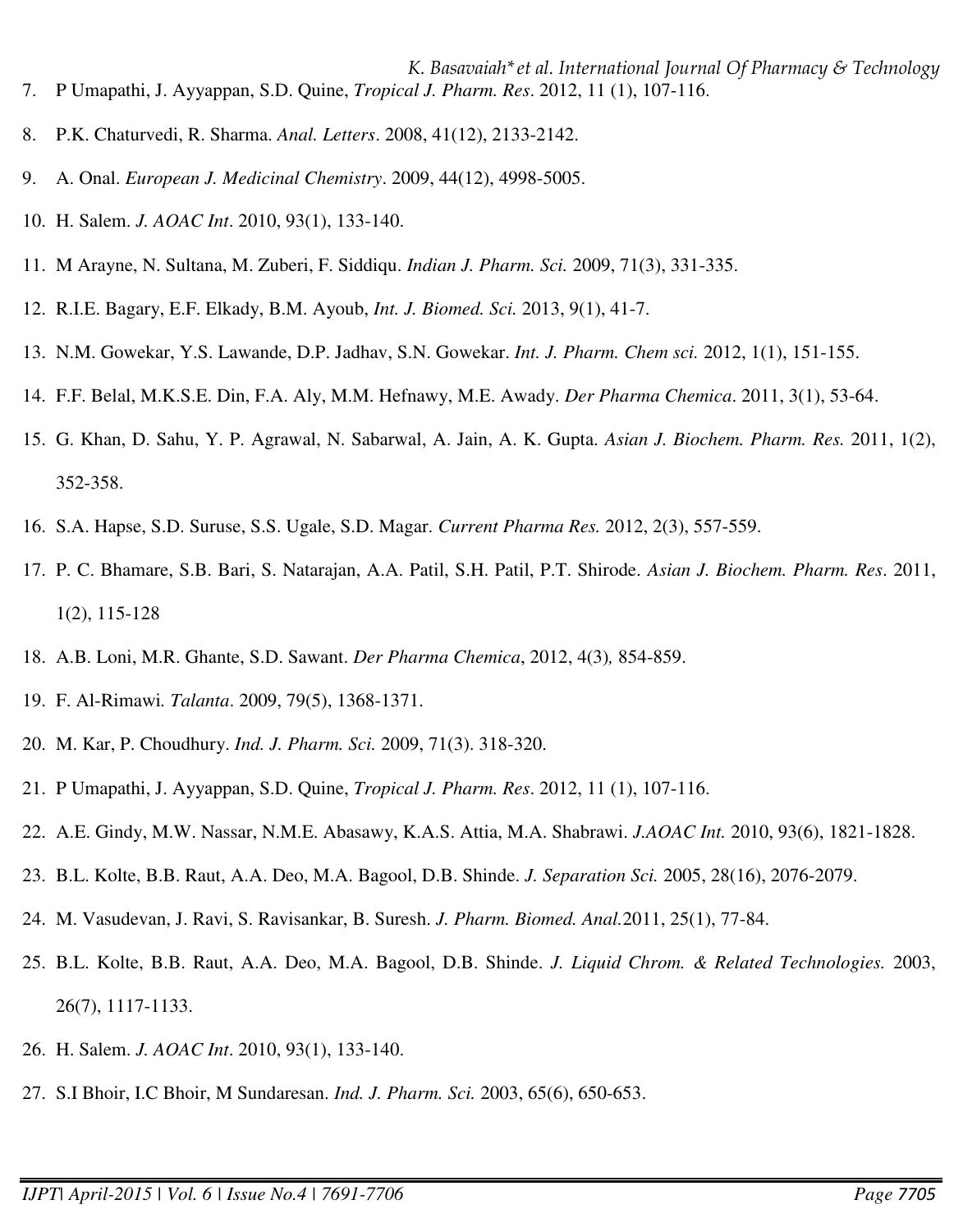7. P Umapathi, J. Ayyappan, S.D. Quine, *Tropical J. Pharm. Res*. 2012, 11 (1), 107-116.
8. P.K. Chaturvedi, R. Sharma. *Anal. Letters*. 2008, 41(12), 2133-2142.
9. A. Onal. *European J. Medicinal Chemistry*. 2009, 44(12), 4998-5005.
10. H. Salem. *J. AOAC Int*. 2010, 93(1), 133-140.
11. M Arayne, N. Sultana, M. Zuberi, F. Siddiqu. *Indian J. Pharm. Sci.* 2009, 71(3), 331-335.
12. R.I.E. Bagary, E.F. Elkady, B.M. Ayoub, *Int. J. Biomed. Sci.* 2013, 9(1), 41-7.
13. N.M. Gowekar, Y.S. Lawande, D.P. Jadhav, S.N. Gowekar. *Int. J. Pharm. Chem sci.* 2012, 1(1), 151-155.
14. F.F. Belal, M.K.S.E. Din, F.A. Aly, M.M. Hefnawy, M.E. Awady. *Der Pharma Chemica*. 2011, 3(1), 53-64.
15. G. Khan, D. Sahu, Y. P. Agrawal, N. Sabarwal, A. Jain, A. K. Gupta. *Asian J. Biochem. Pharm. Res.* 2011, 1(2), 352-358.
16. S.A. Hapse, S.D. Suruse, S.S. Ugale, S.D. Magar. *Current Pharma Res.* 2012, 2(3), 557-559.
17. P. C. Bhamare, S.B. Bari, S. Natarajan, A.A. Patil, S.H. Patil, P.T. Shirode. *Asian J. Biochem. Pharm. Res*. 2011, 1(2), 115-128
18. A.B. Loni, M.R. Ghante, S.D. Sawant. *Der Pharma Chemica*, 2012, 4(3), 854-859.
19. F. Al-Rimawi. *Talanta*. 2009, 79(5), 1368-1371.
20. M. Kar, P. Choudhury. *Ind. J. Pharm. Sci.* 2009, 71(3). 318-320.
21. P Umapathi, J. Ayyappan, S.D. Quine, *Tropical J. Pharm. Res*. 2012, 11 (1), 107-116.
22. A.E. Gindy, M.W. Nassar, N.M.E. Abasawy, K.A.S. Attia, M.A. Shabrawi. *J.AOAC Int.* 2010, 93(6), 1821-1828.
23. B.L. Kolte, B.B. Raut, A.A. Deo, M.A. Bagool, D.B. Shinde. *J. Separation Sci.* 2005, 28(16), 2076-2079.
24. M. Vasudevan, J. Ravi, S. Ravisankar, B. Suresh. *J. Pharm. Biomed. Anal.*2011, 25(1), 77-84.
25. B.L. Kolte, B.B. Raut, A.A. Deo, M.A. Bagool, D.B. Shinde. *J. Liquid Chrom. & Related Technologies.* 2003, 26(7), 1117-1133.
26. H. Salem. *J. AOAC Int*. 2010, 93(1), 133-140.
27. S.I Bhoir, I.C Bhoir, M Sundaresan. *Ind. J. Pharm. Sci.* 2003, 65(6), 650-653.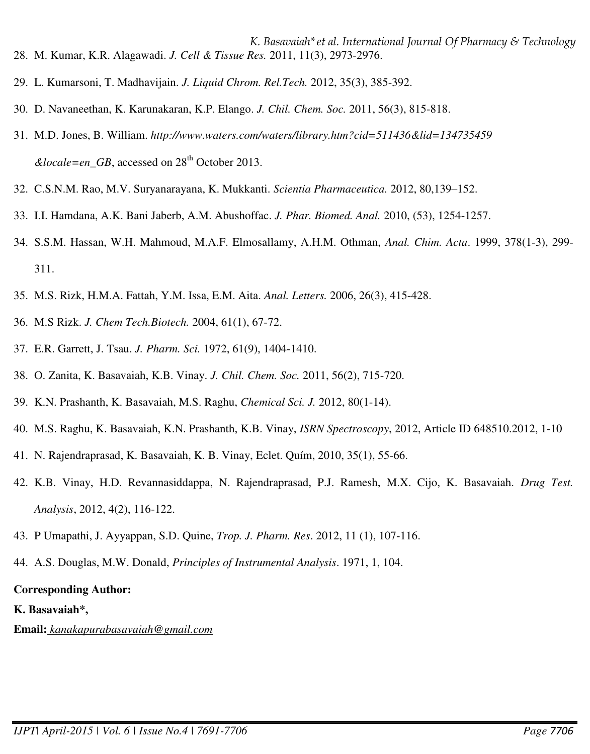28. M. Kumar, K.R. Alagawadi. *J. Cell & Tissue Res.* 2011, 11(3), 2973-2976.

29. L. Kumarsoni, T. Madhavijain. *J. Liquid Chrom. Rel.Tech.* 2012, 35(3), 385-392.

30. D. Navaneethan, K. Karunakaran, K.P. Elango. *J. Chil. Chem. Soc.* 2011, 56(3), 815-818.

31. M.D. Jones, B. William. *http://www.waters.com/waters/library.htm?cid=511436&lid=134735459 &locale=en_GB*, accessed on 28th October 2013.

32. C.S.N.M. Rao, M.V. Suryanarayana, K. Mukkanti. *Scientia Pharmaceutica.* 2012, 80,139–152.

33. I.I. Hamdana, A.K. Bani Jaberb, A.M. Abushoffac. *J. Phar. Biomed. Anal.* 2010, (53), 1254-1257.

34. S.S.M. Hassan, W.H. Mahmoud, M.A.F. Elmosallamy, A.H.M. Othman, *Anal. Chim. Acta*. 1999, 378(1-3), 299-311.

35. M.S. Rizk, H.M.A. Fattah, Y.M. Issa, E.M. Aita. *Anal. Letters.* 2006, 26(3), 415-428.

36. M.S Rizk. *J. Chem Tech.Biotech.* 2004, 61(1), 67-72.

37. E.R. Garrett, J. Tsau. *J. Pharm. Sci.* 1972, 61(9), 1404-1410.

38. O. Zanita, K. Basavaiah, K.B. Vinay. *J. Chil. Chem. Soc.* 2011, 56(2), 715-720.

39. K.N. Prashanth, K. Basavaiah, M.S. Raghu, *Chemical Sci. J.* 2012, 80(1-14).

40. M.S. Raghu, K. Basavaiah, K.N. Prashanth, K.B. Vinay, *ISRN Spectroscopy*, 2012, Article ID 648510.2012, 1-10

41. N. Rajendraprasad, K. Basavaiah, K. B. Vinay, Eclet. Quím, 2010, 35(1), 55-66.

42. K.B. Vinay, H.D. Revannasiddappa, N. Rajendraprasad, P.J. Ramesh, M.X. Cijo, K. Basavaiah. *Drug Test. Analysis*, 2012, 4(2), 116-122.

43. P Umapathi, J. Ayyappan, S.D. Quine, *Trop. J. Pharm. Res*. 2012, 11 (1), 107-116.

44. A.S. Douglas, M.W. Donald, *Principles of Instrumental Analysis*. 1971, 1, 104.

**Corresponding Author:**

**K. Basavaiah\*,**

**Email:** kanakapurabasavaiah@gmail.com